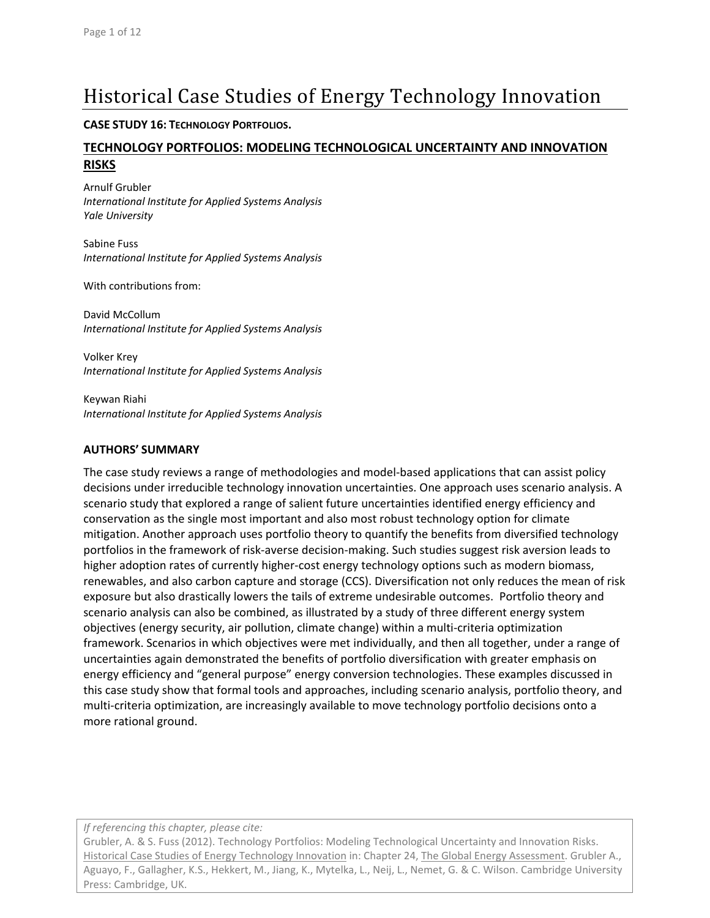# Historical Case Studies of Energy Technology Innovation

**CASE STUDY 16: TECHNOLOGY PORTFOLIOS.**

## TECHNOLOGY PORTFOLIOS: MODELING TECHNOLOGICAL UNCERTAINTY AND INNOVATION RISKS

Arnulf Grubler
*International Institute for Applied Systems Analysis*
*Yale University*

Sabine Fuss
*International Institute for Applied Systems Analysis*

With contributions from:

David McCollum
*International Institute for Applied Systems Analysis*

Volker Krey
*International Institute for Applied Systems Analysis*

Keywan Riahi
*International Institute for Applied Systems Analysis*

### AUTHORS' SUMMARY

The case study reviews a range of methodologies and model-based applications that can assist policy decisions under irreducible technology innovation uncertainties. One approach uses scenario analysis. A scenario study that explored a range of salient future uncertainties identified energy efficiency and conservation as the single most important and also most robust technology option for climate mitigation. Another approach uses portfolio theory to quantify the benefits from diversified technology portfolios in the framework of risk-averse decision-making. Such studies suggest risk aversion leads to higher adoption rates of currently higher-cost energy technology options such as modern biomass, renewables, and also carbon capture and storage (CCS). Diversification not only reduces the mean of risk exposure but also drastically lowers the tails of extreme undesirable outcomes. Portfolio theory and scenario analysis can also be combined, as illustrated by a study of three different energy system objectives (energy security, air pollution, climate change) within a multi-criteria optimization framework. Scenarios in which objectives were met individually, and then all together, under a range of uncertainties again demonstrated the benefits of portfolio diversification with greater emphasis on energy efficiency and "general purpose" energy conversion technologies. These examples discussed in this case study show that formal tools and approaches, including scenario analysis, portfolio theory, and multi-criteria optimization, are increasingly available to move technology portfolio decisions onto a more rational ground.

*If referencing this chapter, please cite:*
Grubler, A. & S. Fuss (2012). Technology Portfolios: Modeling Technological Uncertainty and Innovation Risks. Historical Case Studies of Energy Technology Innovation in: Chapter 24, The Global Energy Assessment. Grubler A., Aguayo, F., Gallagher, K.S., Hekkert, M., Jiang, K., Mytelka, L., Neij, L., Nemet, G. & C. Wilson. Cambridge University Press: Cambridge, UK.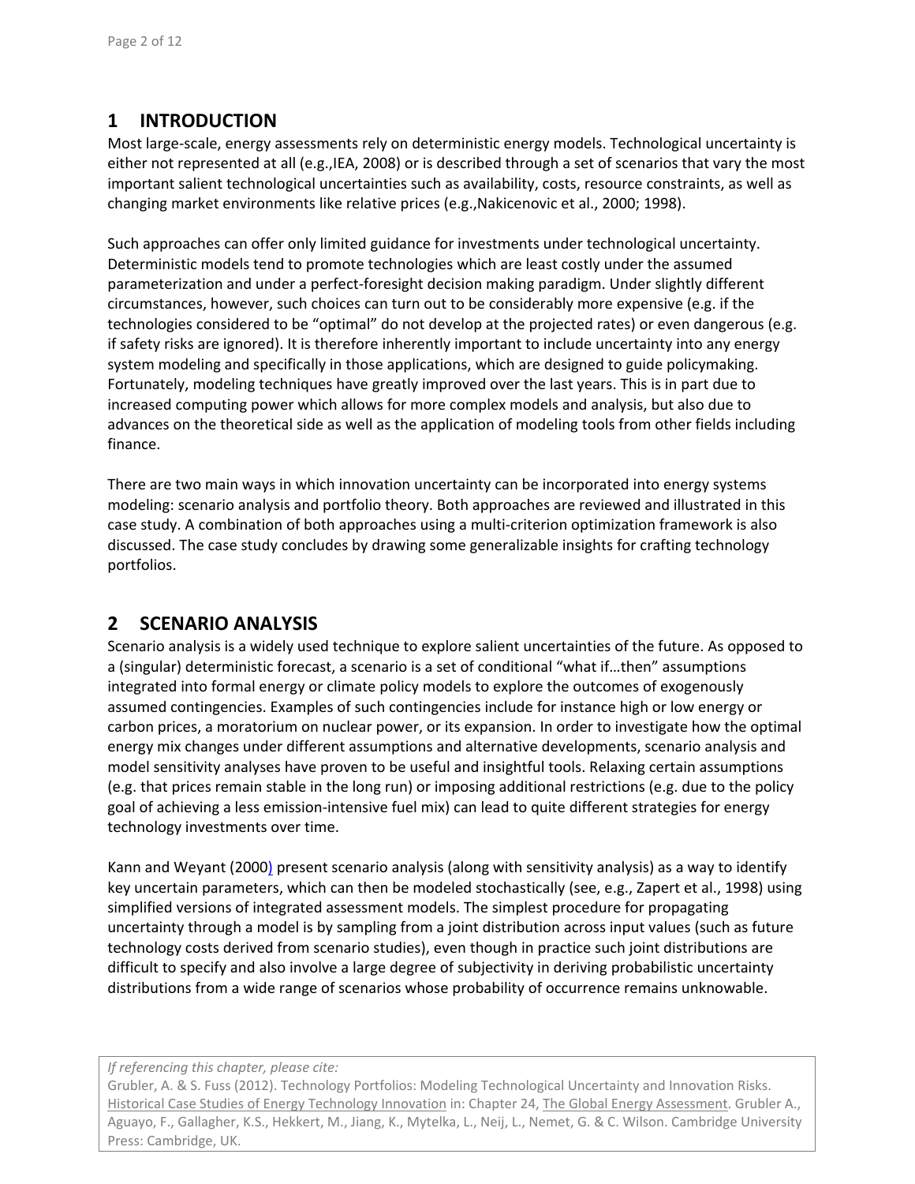# 1 INTRODUCTION

Most large-scale, energy assessments rely on deterministic energy models. Technological uncertainty is either not represented at all (e.g.,IEA, 2008) or is described through a set of scenarios that vary the most important salient technological uncertainties such as availability, costs, resource constraints, as well as changing market environments like relative prices (e.g.,Nakicenovic et al., 2000; 1998).

Such approaches can offer only limited guidance for investments under technological uncertainty. Deterministic models tend to promote technologies which are least costly under the assumed parameterization and under a perfect-foresight decision making paradigm. Under slightly different circumstances, however, such choices can turn out to be considerably more expensive (e.g. if the technologies considered to be "optimal" do not develop at the projected rates) or even dangerous (e.g. if safety risks are ignored). It is therefore inherently important to include uncertainty into any energy system modeling and specifically in those applications, which are designed to guide policymaking. Fortunately, modeling techniques have greatly improved over the last years. This is in part due to increased computing power which allows for more complex models and analysis, but also due to advances on the theoretical side as well as the application of modeling tools from other fields including finance.

There are two main ways in which innovation uncertainty can be incorporated into energy systems modeling: scenario analysis and portfolio theory. Both approaches are reviewed and illustrated in this case study. A combination of both approaches using a multi-criterion optimization framework is also discussed. The case study concludes by drawing some generalizable insights for crafting technology portfolios.

# 2 SCENARIO ANALYSIS

Scenario analysis is a widely used technique to explore salient uncertainties of the future. As opposed to a (singular) deterministic forecast, a scenario is a set of conditional "what if…then" assumptions integrated into formal energy or climate policy models to explore the outcomes of exogenously assumed contingencies. Examples of such contingencies include for instance high or low energy or carbon prices, a moratorium on nuclear power, or its expansion. In order to investigate how the optimal energy mix changes under different assumptions and alternative developments, scenario analysis and model sensitivity analyses have proven to be useful and insightful tools. Relaxing certain assumptions (e.g. that prices remain stable in the long run) or imposing additional restrictions (e.g. due to the policy goal of achieving a less emission-intensive fuel mix) can lead to quite different strategies for energy technology investments over time.

Kann and Weyant (2000) present scenario analysis (along with sensitivity analysis) as a way to identify key uncertain parameters, which can then be modeled stochastically (see, e.g., Zapert et al., 1998) using simplified versions of integrated assessment models. The simplest procedure for propagating uncertainty through a model is by sampling from a joint distribution across input values (such as future technology costs derived from scenario studies), even though in practice such joint distributions are difficult to specify and also involve a large degree of subjectivity in deriving probabilistic uncertainty distributions from a wide range of scenarios whose probability of occurrence remains unknowable.

*If referencing this chapter, please cite:*
Grubler, A. & S. Fuss (2012). Technology Portfolios: Modeling Technological Uncertainty and Innovation Risks. Historical Case Studies of Energy Technology Innovation in: Chapter 24, The Global Energy Assessment. Grubler A., Aguayo, F., Gallagher, K.S., Hekkert, M., Jiang, K., Mytelka, L., Neij, L., Nemet, G. & C. Wilson. Cambridge University Press: Cambridge, UK.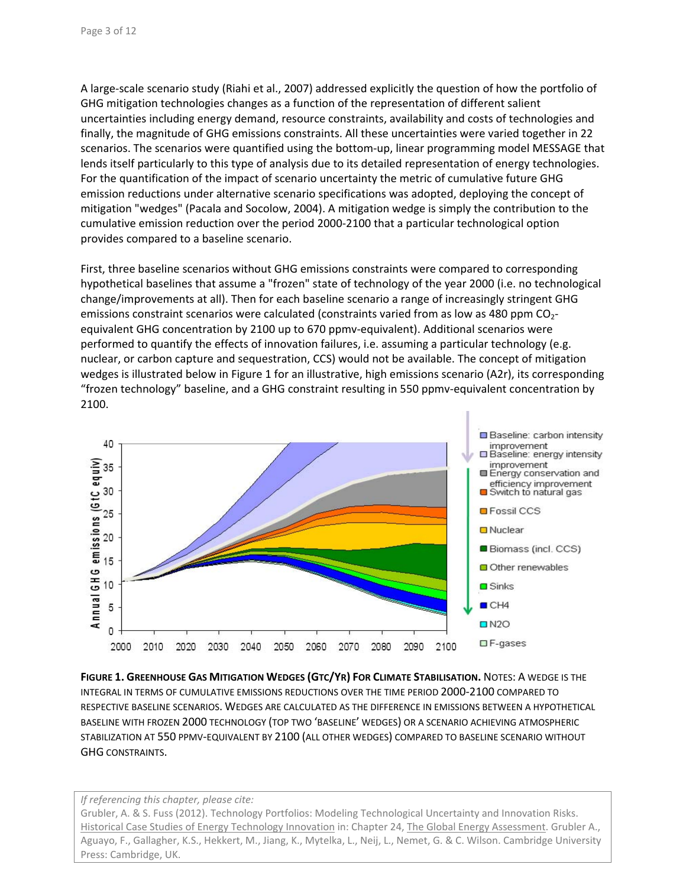A large-scale scenario study (Riahi et al., 2007) addressed explicitly the question of how the portfolio of GHG mitigation technologies changes as a function of the representation of different salient uncertainties including energy demand, resource constraints, availability and costs of technologies and finally, the magnitude of GHG emissions constraints. All these uncertainties were varied together in 22 scenarios. The scenarios were quantified using the bottom-up, linear programming model MESSAGE that lends itself particularly to this type of analysis due to its detailed representation of energy technologies. For the quantification of the impact of scenario uncertainty the metric of cumulative future GHG emission reductions under alternative scenario specifications was adopted, deploying the concept of mitigation "wedges" (Pacala and Socolow, 2004). A mitigation wedge is simply the contribution to the cumulative emission reduction over the period 2000-2100 that a particular technological option provides compared to a baseline scenario.

First, three baseline scenarios without GHG emissions constraints were compared to corresponding hypothetical baselines that assume a "frozen" state of technology of the year 2000 (i.e. no technological change/improvements at all). Then for each baseline scenario a range of increasingly stringent GHG emissions constraint scenarios were calculated (constraints varied from as low as 480 ppm $CO_2$-equivalent GHG concentration by 2100 up to 670 ppmv-equivalent). Additional scenarios were performed to quantify the effects of innovation failures, i.e. assuming a particular technology (e.g. nuclear, or carbon capture and sequestration, CCS) would not be available. The concept of mitigation wedges is illustrated below in Figure 1 for an illustrative, high emissions scenario (A2r), its corresponding "frozen technology" baseline, and a GHG constraint resulting in 550 ppmv-equivalent concentration by 2100.

**FIGURE 1. GREENHOUSE GAS MITIGATION WEDGES (GTC/YR) FOR CLIMATE STABILISATION.** NOTES: A WEDGE IS THE INTEGRAL IN TERMS OF CUMULATIVE EMISSIONS REDUCTIONS OVER THE TIME PERIOD 2000-2100 COMPARED TO RESPECTIVE BASELINE SCENARIOS. WEDGES ARE CALCULATED AS THE DIFFERENCE IN EMISSIONS BETWEEN A HYPOTHETICAL BASELINE WITH FROZEN 2000 TECHNOLOGY (TOP TWO 'BASELINE' WEDGES) OR A SCENARIO ACHIEVING ATMOSPHERIC STABILIZATION AT 550 PPMV-EQUIVALENT BY 2100 (ALL OTHER WEDGES) COMPARED TO BASELINE SCENARIO WITHOUT GHG CONSTRAINTS.

*If referencing this chapter, please cite:*
Grubler, A. & S. Fuss (2012). Technology Portfolios: Modeling Technological Uncertainty and Innovation Risks. Historical Case Studies of Energy Technology Innovation in: Chapter 24, The Global Energy Assessment. Grubler A., Aguayo, F., Gallagher, K.S., Hekkert, M., Jiang, K., Mytelka, L., Neij, L., Nemet, G. & C. Wilson. Cambridge University Press: Cambridge, UK.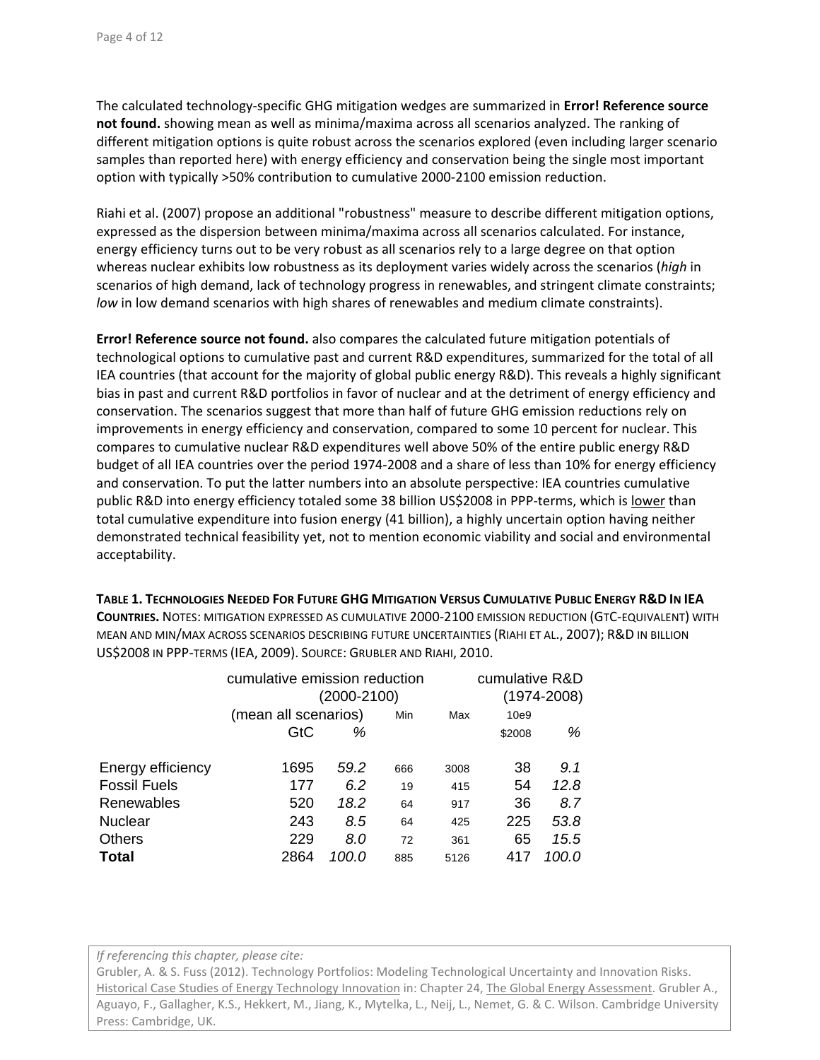The calculated technology-specific GHG mitigation wedges are summarized in **Error! Reference source not found.** showing mean as well as minima/maxima across all scenarios analyzed. The ranking of different mitigation options is quite robust across the scenarios explored (even including larger scenario samples than reported here) with energy efficiency and conservation being the single most important option with typically >50% contribution to cumulative 2000-2100 emission reduction.

Riahi et al. (2007) propose an additional "robustness" measure to describe different mitigation options, expressed as the dispersion between minima/maxima across all scenarios calculated. For instance, energy efficiency turns out to be very robust as all scenarios rely to a large degree on that option whereas nuclear exhibits low robustness as its deployment varies widely across the scenarios (*high* in scenarios of high demand, lack of technology progress in renewables, and stringent climate constraints; *low* in low demand scenarios with high shares of renewables and medium climate constraints).

**Error! Reference source not found.** also compares the calculated future mitigation potentials of technological options to cumulative past and current R&D expenditures, summarized for the total of all IEA countries (that account for the majority of global public energy R&D). This reveals a highly significant bias in past and current R&D portfolios in favor of nuclear and at the detriment of energy efficiency and conservation. The scenarios suggest that more than half of future GHG emission reductions rely on improvements in energy efficiency and conservation, compared to some 10 percent for nuclear. This compares to cumulative nuclear R&D expenditures well above 50% of the entire public energy R&D budget of all IEA countries over the period 1974-2008 and a share of less than 10% for energy efficiency and conservation. To put the latter numbers into an absolute perspective: IEA countries cumulative public R&D into energy efficiency totaled some 38 billion US$2008 in PPP-terms, which is lower than total cumulative expenditure into fusion energy (41 billion), a highly uncertain option having neither demonstrated technical feasibility yet, not to mention economic viability and social and environmental acceptability.

**TABLE 1. TECHNOLOGIES NEEDED FOR FUTURE GHG MITIGATION VERSUS CUMULATIVE PUBLIC ENERGY R&D IN IEA COUNTRIES.** NOTES: MITIGATION EXPRESSED AS CUMULATIVE 2000-2100 EMISSION REDUCTION (GTC-EQUIVALENT) WITH MEAN AND MIN/MAX ACROSS SCENARIOS DESCRIBING FUTURE UNCERTAINTIES (RIAHI ET AL., 2007); R&D IN BILLION US$2008 IN PPP-TERMS (IEA, 2009). SOURCE: GRUBLER AND RIAHI, 2010.

| | cumulative emission reduction (2000-2100) | | | | cumulative R&D (1974-2008) | |
|---|---|---|---|---|---|---|
| | (mean all scenarios) | | Min | Max | 10e9 | |
| | GtC | % | | | $2008 | % |
| Energy efficiency | 1695 | *59.2* | 666 | 3008 | 38 | *9.1* |
| Fossil Fuels | 177 | *6.2* | 19 | 415 | 54 | *12.8* |
| Renewables | 520 | *18.2* | 64 | 917 | 36 | *8.7* |
| Nuclear | 243 | *8.5* | 64 | 425 | 225 | *53.8* |
| Others | 229 | *8.0* | 72 | 361 | 65 | *15.5* |
| **Total** | 2864 | *100.0* | 885 | 5126 | 417 | *100.0* |

*If referencing this chapter, please cite:*
Grubler, A. & S. Fuss (2012). Technology Portfolios: Modeling Technological Uncertainty and Innovation Risks. Historical Case Studies of Energy Technology Innovation in: Chapter 24, The Global Energy Assessment. Grubler A., Aguayo, F., Gallagher, K.S., Hekkert, M., Jiang, K., Mytelka, L., Neij, L., Nemet, G. & C. Wilson. Cambridge University Press: Cambridge, UK.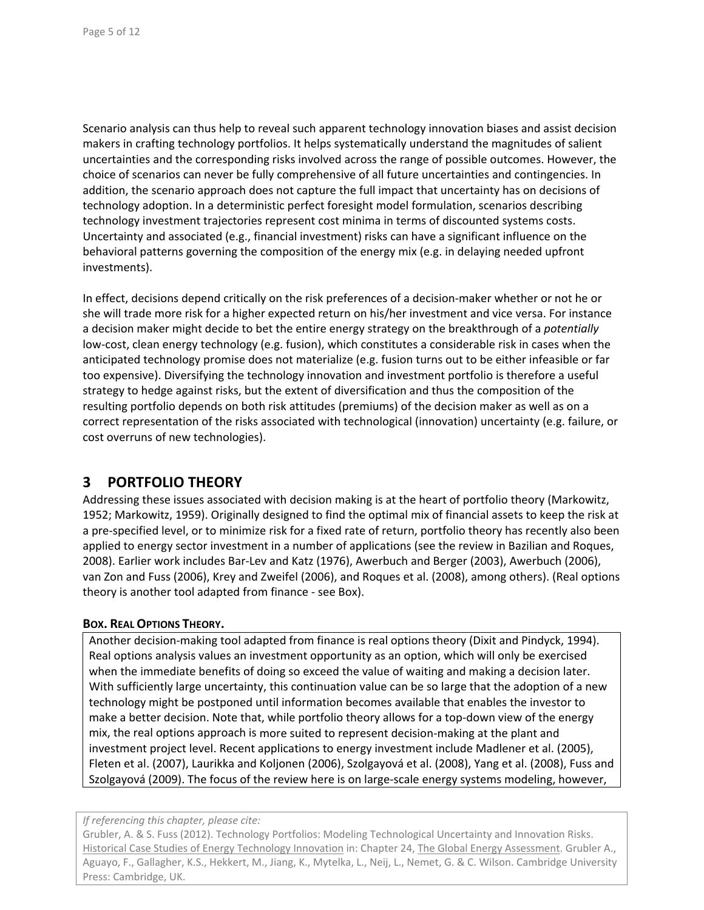Scenario analysis can thus help to reveal such apparent technology innovation biases and assist decision makers in crafting technology portfolios. It helps systematically understand the magnitudes of salient uncertainties and the corresponding risks involved across the range of possible outcomes. However, the choice of scenarios can never be fully comprehensive of all future uncertainties and contingencies. In addition, the scenario approach does not capture the full impact that uncertainty has on decisions of technology adoption. In a deterministic perfect foresight model formulation, scenarios describing technology investment trajectories represent cost minima in terms of discounted systems costs. Uncertainty and associated (e.g., financial investment) risks can have a significant influence on the behavioral patterns governing the composition of the energy mix (e.g. in delaying needed upfront investments).

In effect, decisions depend critically on the risk preferences of a decision-maker whether or not he or she will trade more risk for a higher expected return on his/her investment and vice versa. For instance a decision maker might decide to bet the entire energy strategy on the breakthrough of a *potentially* low-cost, clean energy technology (e.g. fusion), which constitutes a considerable risk in cases when the anticipated technology promise does not materialize (e.g. fusion turns out to be either infeasible or far too expensive). Diversifying the technology innovation and investment portfolio is therefore a useful strategy to hedge against risks, but the extent of diversification and thus the composition of the resulting portfolio depends on both risk attitudes (premiums) of the decision maker as well as on a correct representation of the risks associated with technological (innovation) uncertainty (e.g. failure, or cost overruns of new technologies).

# 3 PORTFOLIO THEORY

Addressing these issues associated with decision making is at the heart of portfolio theory (Markowitz, 1952; Markowitz, 1959). Originally designed to find the optimal mix of financial assets to keep the risk at a pre-specified level, or to minimize risk for a fixed rate of return, portfolio theory has recently also been applied to energy sector investment in a number of applications (see the review in Bazilian and Roques, 2008). Earlier work includes Bar-Lev and Katz (1976), Awerbuch and Berger (2003), Awerbuch (2006), van Zon and Fuss (2006), Krey and Zweifel (2006), and Roques et al. (2008), among others). (Real options theory is another tool adapted from finance - see Box).

**BOX. REAL OPTIONS THEORY.**

Another decision-making tool adapted from finance is real options theory (Dixit and Pindyck, 1994). Real options analysis values an investment opportunity as an option, which will only be exercised when the immediate benefits of doing so exceed the value of waiting and making a decision later. With sufficiently large uncertainty, this continuation value can be so large that the adoption of a new technology might be postponed until information becomes available that enables the investor to make a better decision. Note that, while portfolio theory allows for a top-down view of the energy mix, the real options approach is more suited to represent decision-making at the plant and investment project level. Recent applications to energy investment include Madlener et al. (2005), Fleten et al. (2007), Laurikka and Koljonen (2006), Szolgayová et al. (2008), Yang et al. (2008), Fuss and Szolgayová (2009). The focus of the review here is on large-scale energy systems modeling, however,

*If referencing this chapter, please cite:*
Grubler, A. & S. Fuss (2012). Technology Portfolios: Modeling Technological Uncertainty and Innovation Risks. Historical Case Studies of Energy Technology Innovation in: Chapter 24, The Global Energy Assessment. Grubler A., Aguayo, F., Gallagher, K.S., Hekkert, M., Jiang, K., Mytelka, L., Neij, L., Nemet, G. & C. Wilson. Cambridge University Press: Cambridge, UK.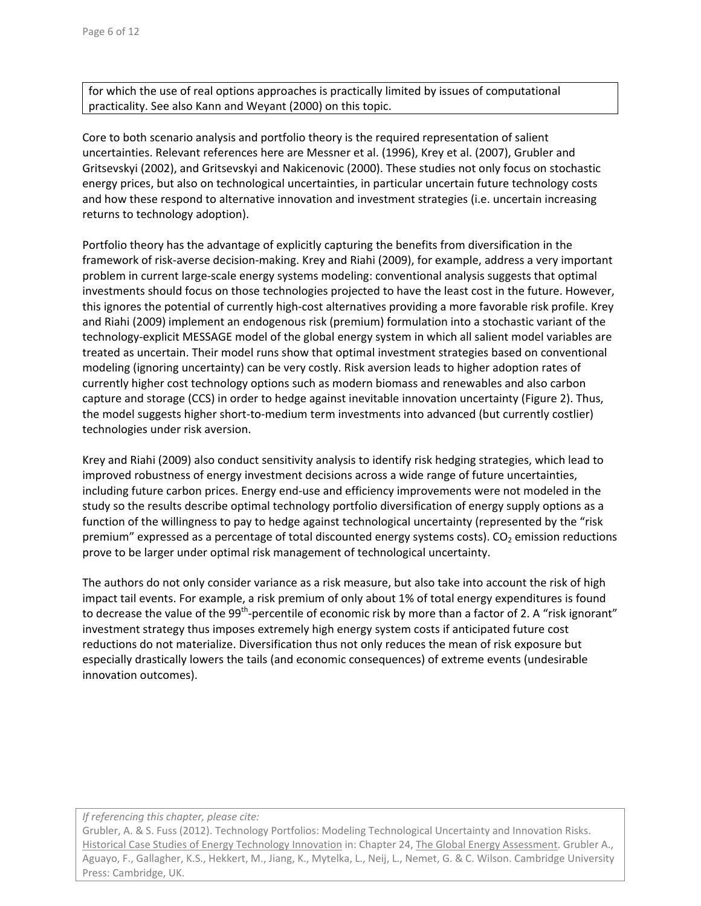for which the use of real options approaches is practically limited by issues of computational practicality. See also Kann and Weyant (2000) on this topic.

Core to both scenario analysis and portfolio theory is the required representation of salient uncertainties. Relevant references here are Messner et al. (1996), Krey et al. (2007), Grubler and Gritsevskyi (2002), and Gritsevskyi and Nakicenovic (2000). These studies not only focus on stochastic energy prices, but also on technological uncertainties, in particular uncertain future technology costs and how these respond to alternative innovation and investment strategies (i.e. uncertain increasing returns to technology adoption).

Portfolio theory has the advantage of explicitly capturing the benefits from diversification in the framework of risk-averse decision-making. Krey and Riahi (2009), for example, address a very important problem in current large-scale energy systems modeling: conventional analysis suggests that optimal investments should focus on those technologies projected to have the least cost in the future. However, this ignores the potential of currently high-cost alternatives providing a more favorable risk profile. Krey and Riahi (2009) implement an endogenous risk (premium) formulation into a stochastic variant of the technology-explicit MESSAGE model of the global energy system in which all salient model variables are treated as uncertain. Their model runs show that optimal investment strategies based on conventional modeling (ignoring uncertainty) can be very costly. Risk aversion leads to higher adoption rates of currently higher cost technology options such as modern biomass and renewables and also carbon capture and storage (CCS) in order to hedge against inevitable innovation uncertainty (Figure 2). Thus, the model suggests higher short-to-medium term investments into advanced (but currently costlier) technologies under risk aversion.

Krey and Riahi (2009) also conduct sensitivity analysis to identify risk hedging strategies, which lead to improved robustness of energy investment decisions across a wide range of future uncertainties, including future carbon prices. Energy end-use and efficiency improvements were not modeled in the study so the results describe optimal technology portfolio diversification of energy supply options as a function of the willingness to pay to hedge against technological uncertainty (represented by the "risk premium" expressed as a percentage of total discounted energy systems costs). $CO_2$ emission reductions prove to be larger under optimal risk management of technological uncertainty.

The authors do not only consider variance as a risk measure, but also take into account the risk of high impact tail events. For example, a risk premium of only about 1% of total energy expenditures is found to decrease the value of the $99^{th}$-percentile of economic risk by more than a factor of 2. A "risk ignorant" investment strategy thus imposes extremely high energy system costs if anticipated future cost reductions do not materialize. Diversification thus not only reduces the mean of risk exposure but especially drastically lowers the tails (and economic consequences) of extreme events (undesirable innovation outcomes).

*If referencing this chapter, please cite:*
Grubler, A. & S. Fuss (2012). Technology Portfolios: Modeling Technological Uncertainty and Innovation Risks. Historical Case Studies of Energy Technology Innovation in: Chapter 24, The Global Energy Assessment. Grubler A., Aguayo, F., Gallagher, K.S., Hekkert, M., Jiang, K., Mytelka, L., Neij, L., Nemet, G. & C. Wilson. Cambridge University Press: Cambridge, UK.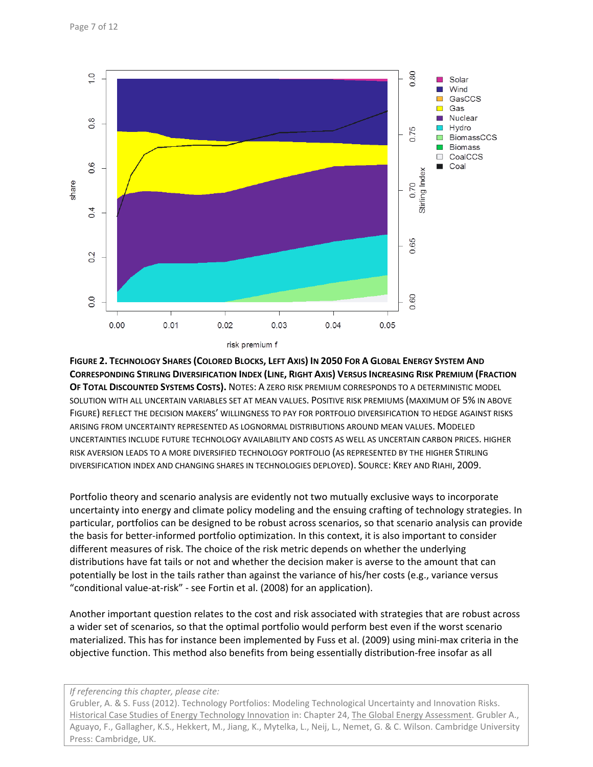**Figure 2. Technology Shares (Colored Blocks, Left Axis) In 2050 For A Global Energy System And Corresponding Stirling Diversification Index (Line, Right Axis) Versus Increasing Risk Premium (Fraction Of Total Discounted Systems Costs).** Notes: A zero risk premium corresponds to a deterministic model solution with all uncertain variables set at mean values. Positive risk premiums (maximum of 5% in above figure) reflect the decision makers' willingness to pay for portfolio diversification to hedge against risks arising from uncertainty represented as lognormal distributions around mean values. Modeled uncertainties include future technology availability and costs as well as uncertain carbon prices. Higher risk aversion leads to a more diversified technology portfolio (as represented by the higher Stirling diversification index and changing shares in technologies deployed). Source: Krey and Riahi, 2009.

Portfolio theory and scenario analysis are evidently not two mutually exclusive ways to incorporate uncertainty into energy and climate policy modeling and the ensuing crafting of technology strategies. In particular, portfolios can be designed to be robust across scenarios, so that scenario analysis can provide the basis for better-informed portfolio optimization. In this context, it is also important to consider different measures of risk. The choice of the risk metric depends on whether the underlying distributions have fat tails or not and whether the decision maker is averse to the amount that can potentially be lost in the tails rather than against the variance of his/her costs (e.g., variance versus "conditional value-at-risk" - see Fortin et al. (2008) for an application).

Another important question relates to the cost and risk associated with strategies that are robust across a wider set of scenarios, so that the optimal portfolio would perform best even if the worst scenario materialized. This has for instance been implemented by Fuss et al. (2009) using mini-max criteria in the objective function. This method also benefits from being essentially distribution-free insofar as all

*If referencing this chapter, please cite:*
Grubler, A. & S. Fuss (2012). Technology Portfolios: Modeling Technological Uncertainty and Innovation Risks. Historical Case Studies of Energy Technology Innovation in: Chapter 24, The Global Energy Assessment. Grubler A., Aguayo, F., Gallagher, K.S., Hekkert, M., Jiang, K., Mytelka, L., Neij, L., Nemet, G. & C. Wilson. Cambridge University Press: Cambridge, UK.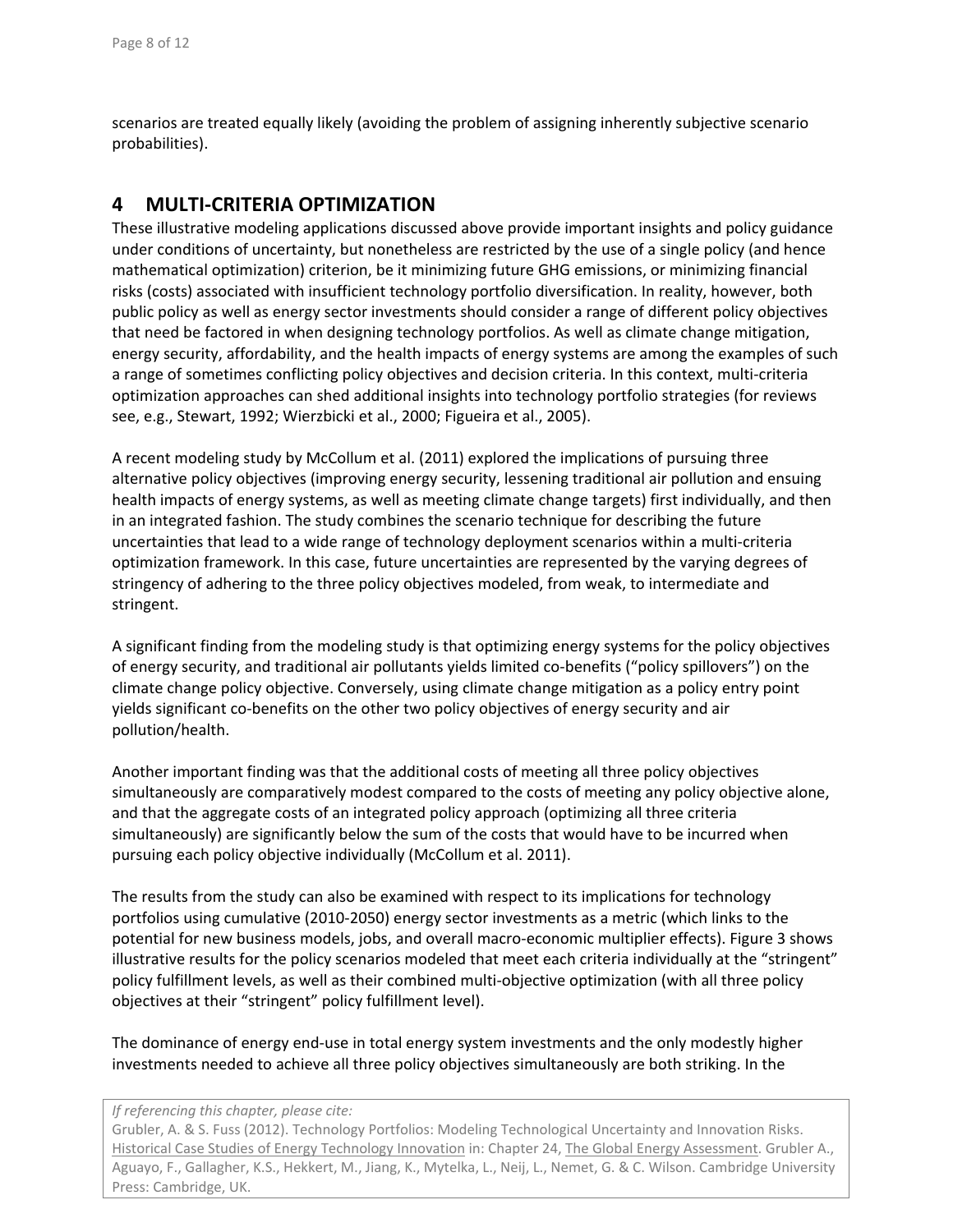scenarios are treated equally likely (avoiding the problem of assigning inherently subjective scenario probabilities).

## 4 MULTI-CRITERIA OPTIMIZATION

These illustrative modeling applications discussed above provide important insights and policy guidance under conditions of uncertainty, but nonetheless are restricted by the use of a single policy (and hence mathematical optimization) criterion, be it minimizing future GHG emissions, or minimizing financial risks (costs) associated with insufficient technology portfolio diversification. In reality, however, both public policy as well as energy sector investments should consider a range of different policy objectives that need be factored in when designing technology portfolios. As well as climate change mitigation, energy security, affordability, and the health impacts of energy systems are among the examples of such a range of sometimes conflicting policy objectives and decision criteria. In this context, multi-criteria optimization approaches can shed additional insights into technology portfolio strategies (for reviews see, e.g., Stewart, 1992; Wierzbicki et al., 2000; Figueira et al., 2005).

A recent modeling study by McCollum et al. (2011) explored the implications of pursuing three alternative policy objectives (improving energy security, lessening traditional air pollution and ensuing health impacts of energy systems, as well as meeting climate change targets) first individually, and then in an integrated fashion. The study combines the scenario technique for describing the future uncertainties that lead to a wide range of technology deployment scenarios within a multi-criteria optimization framework. In this case, future uncertainties are represented by the varying degrees of stringency of adhering to the three policy objectives modeled, from weak, to intermediate and stringent.

A significant finding from the modeling study is that optimizing energy systems for the policy objectives of energy security, and traditional air pollutants yields limited co-benefits ("policy spillovers") on the climate change policy objective. Conversely, using climate change mitigation as a policy entry point yields significant co-benefits on the other two policy objectives of energy security and air pollution/health.

Another important finding was that the additional costs of meeting all three policy objectives simultaneously are comparatively modest compared to the costs of meeting any policy objective alone, and that the aggregate costs of an integrated policy approach (optimizing all three criteria simultaneously) are significantly below the sum of the costs that would have to be incurred when pursuing each policy objective individually (McCollum et al. 2011).

The results from the study can also be examined with respect to its implications for technology portfolios using cumulative (2010-2050) energy sector investments as a metric (which links to the potential for new business models, jobs, and overall macro-economic multiplier effects). Figure 3 shows illustrative results for the policy scenarios modeled that meet each criteria individually at the "stringent" policy fulfillment levels, as well as their combined multi-objective optimization (with all three policy objectives at their "stringent" policy fulfillment level).

The dominance of energy end-use in total energy system investments and the only modestly higher investments needed to achieve all three policy objectives simultaneously are both striking. In the

*If referencing this chapter, please cite:*
Grubler, A. & S. Fuss (2012). Technology Portfolios: Modeling Technological Uncertainty and Innovation Risks. Historical Case Studies of Energy Technology Innovation in: Chapter 24, The Global Energy Assessment. Grubler A., Aguayo, F., Gallagher, K.S., Hekkert, M., Jiang, K., Mytelka, L., Neij, L., Nemet, G. & C. Wilson. Cambridge University Press: Cambridge, UK.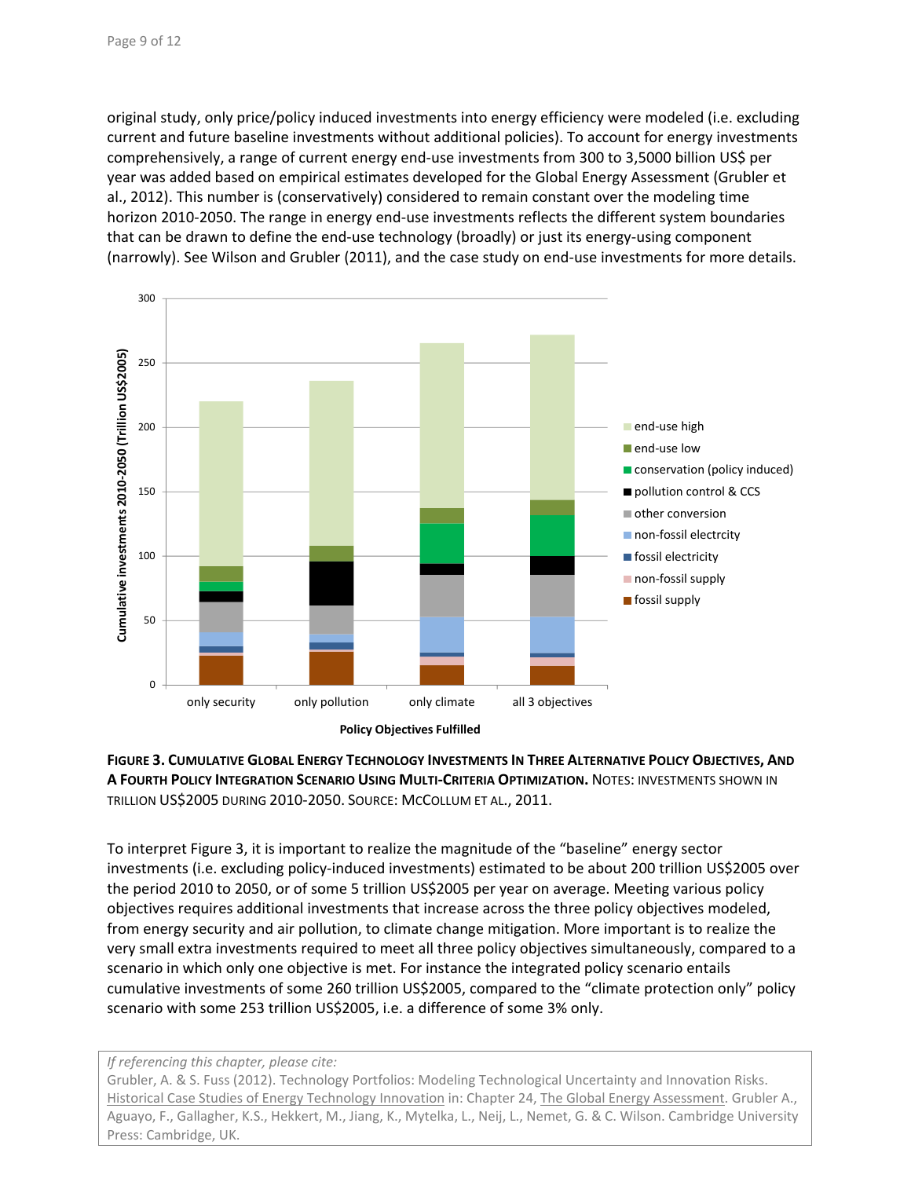original study, only price/policy induced investments into energy efficiency were modeled (i.e. excluding current and future baseline investments without additional policies). To account for energy investments comprehensively, a range of current energy end-use investments from 300 to 3,5000 billion US$ per year was added based on empirical estimates developed for the Global Energy Assessment (Grubler et al., 2012). This number is (conservatively) considered to remain constant over the modeling time horizon 2010-2050. The range in energy end-use investments reflects the different system boundaries that can be drawn to define the end-use technology (broadly) or just its energy-using component (narrowly). See Wilson and Grubler (2011), and the case study on end-use investments for more details.

**FIGURE 3. CUMULATIVE GLOBAL ENERGY TECHNOLOGY INVESTMENTS IN THREE ALTERNATIVE POLICY OBJECTIVES, AND A FOURTH POLICY INTEGRATION SCENARIO USING MULTI-CRITERIA OPTIMIZATION.** NOTES: INVESTMENTS SHOWN IN TRILLION US$2005 DURING 2010-2050. SOURCE: MCCOLLUM ET AL., 2011.

To interpret Figure 3, it is important to realize the magnitude of the "baseline" energy sector investments (i.e. excluding policy-induced investments) estimated to be about 200 trillion US$2005 over the period 2010 to 2050, or of some 5 trillion US$2005 per year on average. Meeting various policy objectives requires additional investments that increase across the three policy objectives modeled, from energy security and air pollution, to climate change mitigation. More important is to realize the very small extra investments required to meet all three policy objectives simultaneously, compared to a scenario in which only one objective is met. For instance the integrated policy scenario entails cumulative investments of some 260 trillion US$2005, compared to the "climate protection only" policy scenario with some 253 trillion US$2005, i.e. a difference of some 3% only.

*If referencing this chapter, please cite:*
Grubler, A. & S. Fuss (2012). Technology Portfolios: Modeling Technological Uncertainty and Innovation Risks. Historical Case Studies of Energy Technology Innovation in: Chapter 24, The Global Energy Assessment. Grubler A., Aguayo, F., Gallagher, K.S., Hekkert, M., Jiang, K., Mytelka, L., Neij, L., Nemet, G. & C. Wilson. Cambridge University Press: Cambridge, UK.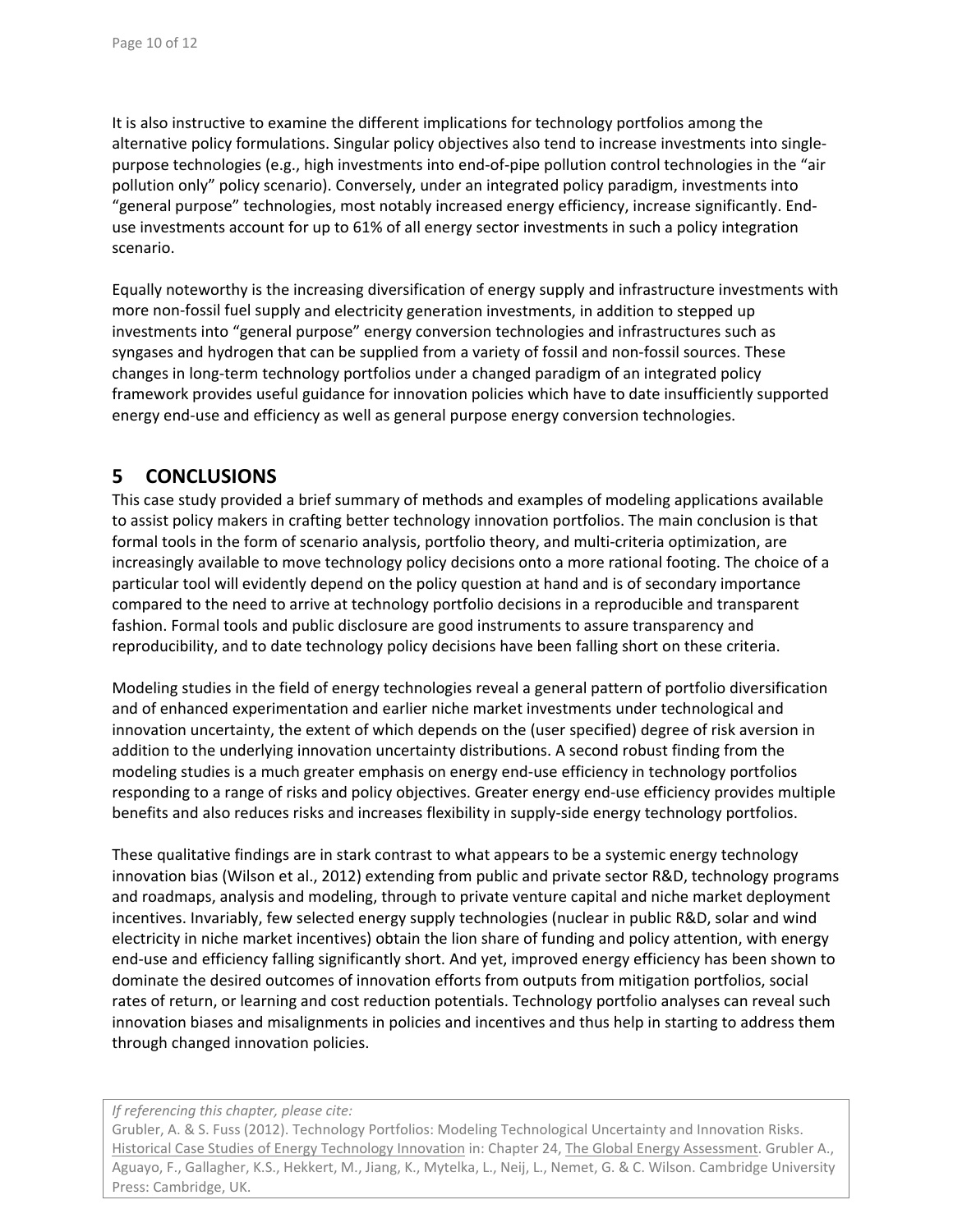It is also instructive to examine the different implications for technology portfolios among the alternative policy formulations. Singular policy objectives also tend to increase investments into single-purpose technologies (e.g., high investments into end-of-pipe pollution control technologies in the "air pollution only" policy scenario). Conversely, under an integrated policy paradigm, investments into "general purpose" technologies, most notably increased energy efficiency, increase significantly. End-use investments account for up to 61% of all energy sector investments in such a policy integration scenario.

Equally noteworthy is the increasing diversification of energy supply and infrastructure investments with more non-fossil fuel supply and electricity generation investments, in addition to stepped up investments into "general purpose" energy conversion technologies and infrastructures such as syngases and hydrogen that can be supplied from a variety of fossil and non-fossil sources. These changes in long-term technology portfolios under a changed paradigm of an integrated policy framework provides useful guidance for innovation policies which have to date insufficiently supported energy end-use and efficiency as well as general purpose energy conversion technologies.

# 5 CONCLUSIONS

This case study provided a brief summary of methods and examples of modeling applications available to assist policy makers in crafting better technology innovation portfolios. The main conclusion is that formal tools in the form of scenario analysis, portfolio theory, and multi-criteria optimization, are increasingly available to move technology policy decisions onto a more rational footing. The choice of a particular tool will evidently depend on the policy question at hand and is of secondary importance compared to the need to arrive at technology portfolio decisions in a reproducible and transparent fashion. Formal tools and public disclosure are good instruments to assure transparency and reproducibility, and to date technology policy decisions have been falling short on these criteria.

Modeling studies in the field of energy technologies reveal a general pattern of portfolio diversification and of enhanced experimentation and earlier niche market investments under technological and innovation uncertainty, the extent of which depends on the (user specified) degree of risk aversion in addition to the underlying innovation uncertainty distributions. A second robust finding from the modeling studies is a much greater emphasis on energy end-use efficiency in technology portfolios responding to a range of risks and policy objectives. Greater energy end-use efficiency provides multiple benefits and also reduces risks and increases flexibility in supply-side energy technology portfolios.

These qualitative findings are in stark contrast to what appears to be a systemic energy technology innovation bias (Wilson et al., 2012) extending from public and private sector R&D, technology programs and roadmaps, analysis and modeling, through to private venture capital and niche market deployment incentives. Invariably, few selected energy supply technologies (nuclear in public R&D, solar and wind electricity in niche market incentives) obtain the lion share of funding and policy attention, with energy end-use and efficiency falling significantly short. And yet, improved energy efficiency has been shown to dominate the desired outcomes of innovation efforts from outputs from mitigation portfolios, social rates of return, or learning and cost reduction potentials. Technology portfolio analyses can reveal such innovation biases and misalignments in policies and incentives and thus help in starting to address them through changed innovation policies.

*If referencing this chapter, please cite:*
Grubler, A. & S. Fuss (2012). Technology Portfolios: Modeling Technological Uncertainty and Innovation Risks. Historical Case Studies of Energy Technology Innovation in: Chapter 24, The Global Energy Assessment. Grubler A., Aguayo, F., Gallagher, K.S., Hekkert, M., Jiang, K., Mytelka, L., Neij, L., Nemet, G. & C. Wilson. Cambridge University Press: Cambridge, UK.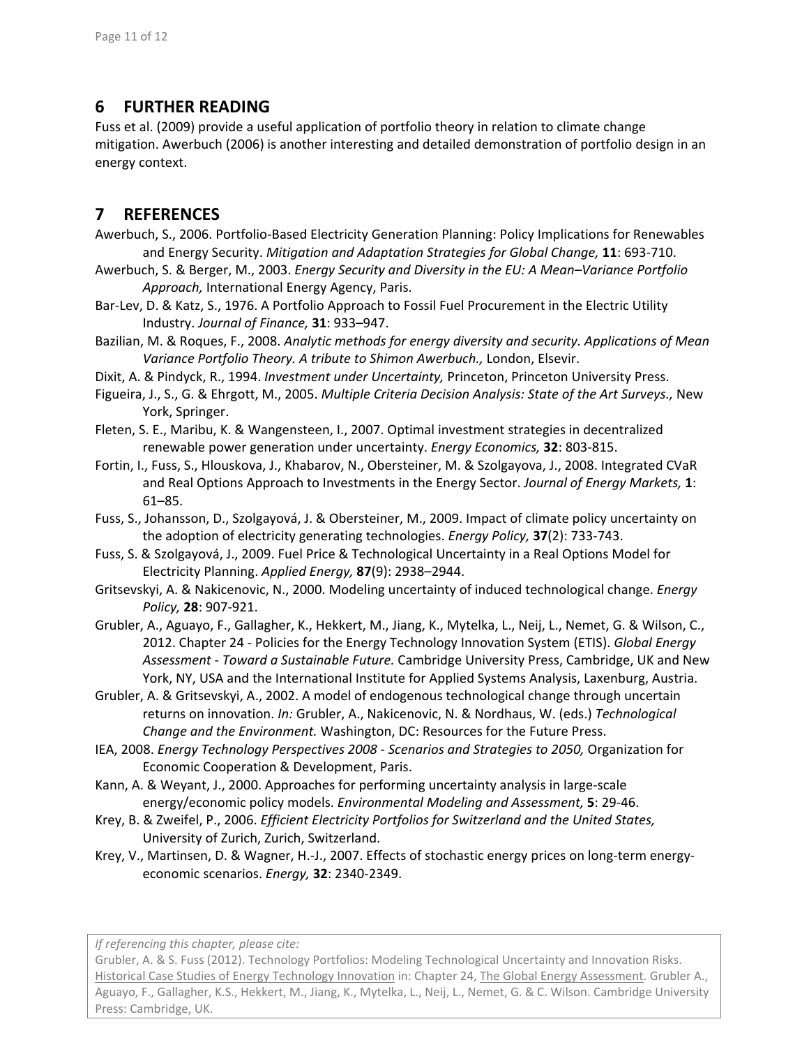## 6 FURTHER READING

Fuss et al. (2009) provide a useful application of portfolio theory in relation to climate change mitigation. Awerbuch (2006) is another interesting and detailed demonstration of portfolio design in an energy context.

## 7 REFERENCES

Awerbuch, S., 2006. Portfolio-Based Electricity Generation Planning: Policy Implications for Renewables and Energy Security. *Mitigation and Adaptation Strategies for Global Change,* **11**: 693-710.

Awerbuch, S. & Berger, M., 2003. *Energy Security and Diversity in the EU: A Mean–Variance Portfolio Approach,* International Energy Agency, Paris.

Bar-Lev, D. & Katz, S., 1976. A Portfolio Approach to Fossil Fuel Procurement in the Electric Utility Industry. *Journal of Finance,* **31**: 933–947.

Bazilian, M. & Roques, F., 2008. *Analytic methods for energy diversity and security. Applications of Mean Variance Portfolio Theory. A tribute to Shimon Awerbuch.,* London, Elsevir.

Dixit, A. & Pindyck, R., 1994. *Investment under Uncertainty,* Princeton, Princeton University Press.

Figueira, J., S., G. & Ehrgott, M., 2005. *Multiple Criteria Decision Analysis: State of the Art Surveys.,* New York, Springer.

Fleten, S. E., Maribu, K. & Wangensteen, I., 2007. Optimal investment strategies in decentralized renewable power generation under uncertainty. *Energy Economics,* **32**: 803-815.

Fortin, I., Fuss, S., Hlouskova, J., Khabarov, N., Obersteiner, M. & Szolgayova, J., 2008. Integrated CVaR and Real Options Approach to Investments in the Energy Sector. *Journal of Energy Markets,* **1**: 61–85.

Fuss, S., Johansson, D., Szolgayová, J. & Obersteiner, M., 2009. Impact of climate policy uncertainty on the adoption of electricity generating technologies. *Energy Policy,* **37**(2): 733-743.

Fuss, S. & Szolgayová, J., 2009. Fuel Price & Technological Uncertainty in a Real Options Model for Electricity Planning. *Applied Energy,* **87**(9): 2938–2944.

Gritsevskyi, A. & Nakicenovic, N., 2000. Modeling uncertainty of induced technological change. *Energy Policy,* **28**: 907-921.

Grubler, A., Aguayo, F., Gallagher, K., Hekkert, M., Jiang, K., Mytelka, L., Neij, L., Nemet, G. & Wilson, C., 2012. Chapter 24 - Policies for the Energy Technology Innovation System (ETIS). *Global Energy Assessment - Toward a Sustainable Future.* Cambridge University Press, Cambridge, UK and New York, NY, USA and the International Institute for Applied Systems Analysis, Laxenburg, Austria.

Grubler, A. & Gritsevskyi, A., 2002. A model of endogenous technological change through uncertain returns on innovation. *In:* Grubler, A., Nakicenovic, N. & Nordhaus, W. (eds.) *Technological Change and the Environment.* Washington, DC: Resources for the Future Press.

IEA, 2008. *Energy Technology Perspectives 2008 - Scenarios and Strategies to 2050,* Organization for Economic Cooperation & Development, Paris.

Kann, A. & Weyant, J., 2000. Approaches for performing uncertainty analysis in large-scale energy/economic policy models. *Environmental Modeling and Assessment,* **5**: 29-46.

Krey, B. & Zweifel, P., 2006. *Efficient Electricity Portfolios for Switzerland and the United States,* University of Zurich, Zurich, Switzerland.

Krey, V., Martinsen, D. & Wagner, H.-J., 2007. Effects of stochastic energy prices on long-term energy-economic scenarios. *Energy,* **32**: 2340-2349.

*If referencing this chapter, please cite:*
Grubler, A. & S. Fuss (2012). Technology Portfolios: Modeling Technological Uncertainty and Innovation Risks. Historical Case Studies of Energy Technology Innovation in: Chapter 24, The Global Energy Assessment. Grubler A., Aguayo, F., Gallagher, K.S., Hekkert, M., Jiang, K., Mytelka, L., Neij, L., Nemet, G. & C. Wilson. Cambridge University Press: Cambridge, UK.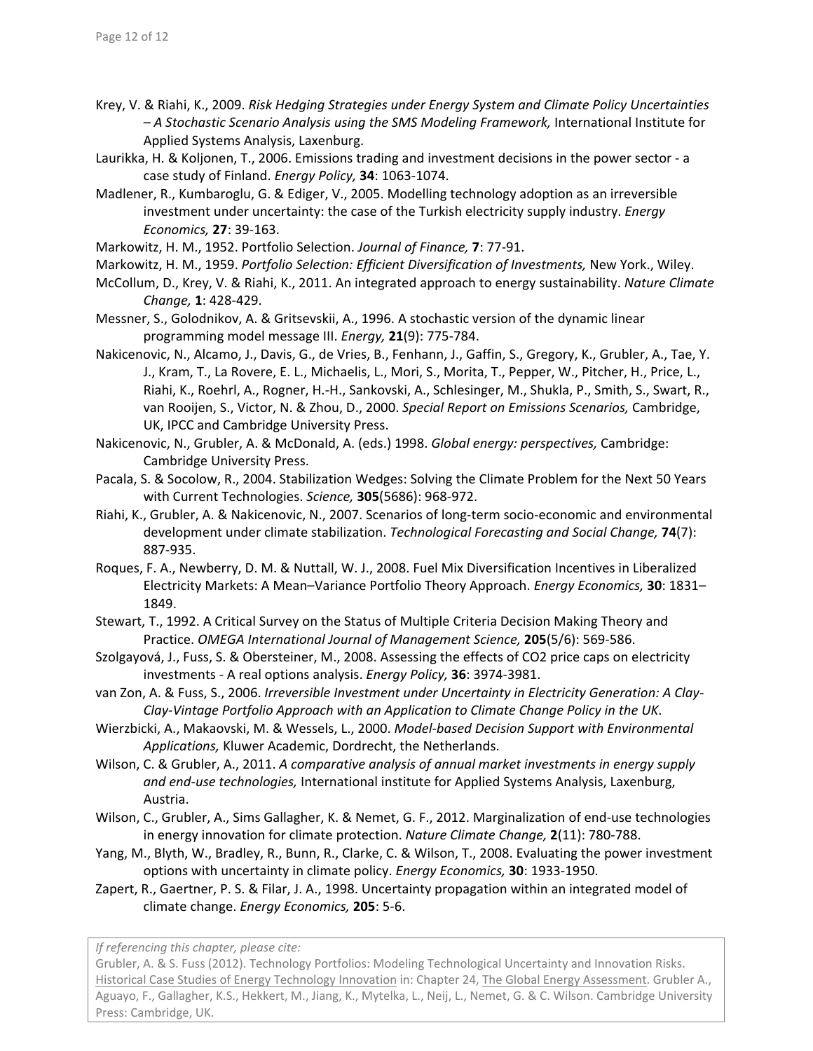Krey, V. & Riahi, K., 2009. *Risk Hedging Strategies under Energy System and Climate Policy Uncertainties – A Stochastic Scenario Analysis using the SMS Modeling Framework,* International Institute for Applied Systems Analysis, Laxenburg.

Laurikka, H. & Koljonen, T., 2006. Emissions trading and investment decisions in the power sector - a case study of Finland. *Energy Policy,* **34**: 1063-1074.

Madlener, R., Kumbaroglu, G. & Ediger, V., 2005. Modelling technology adoption as an irreversible investment under uncertainty: the case of the Turkish electricity supply industry. *Energy Economics,* **27**: 39-163.

Markowitz, H. M., 1952. Portfolio Selection. *Journal of Finance,* **7**: 77-91.

Markowitz, H. M., 1959. *Portfolio Selection: Efficient Diversification of Investments,* New York., Wiley.

McCollum, D., Krey, V. & Riahi, K., 2011. An integrated approach to energy sustainability. *Nature Climate Change,* **1**: 428-429.

Messner, S., Golodnikov, A. & Gritsevskii, A., 1996. A stochastic version of the dynamic linear programming model message III. *Energy,* **21**(9): 775-784.

Nakicenovic, N., Alcamo, J., Davis, G., de Vries, B., Fenhann, J., Gaffin, S., Gregory, K., Grubler, A., Tae, Y. J., Kram, T., La Rovere, E. L., Michaelis, L., Mori, S., Morita, T., Pepper, W., Pitcher, H., Price, L., Riahi, K., Roehrl, A., Rogner, H.-H., Sankovski, A., Schlesinger, M., Shukla, P., Smith, S., Swart, R., van Rooijen, S., Victor, N. & Zhou, D., 2000. *Special Report on Emissions Scenarios,* Cambridge, UK, IPCC and Cambridge University Press.

Nakicenovic, N., Grubler, A. & McDonald, A. (eds.) 1998. *Global energy: perspectives,* Cambridge: Cambridge University Press.

Pacala, S. & Socolow, R., 2004. Stabilization Wedges: Solving the Climate Problem for the Next 50 Years with Current Technologies. *Science,* **305**(5686): 968-972.

Riahi, K., Grubler, A. & Nakicenovic, N., 2007. Scenarios of long-term socio-economic and environmental development under climate stabilization. *Technological Forecasting and Social Change,* **74**(7): 887-935.

Roques, F. A., Newberry, D. M. & Nuttall, W. J., 2008. Fuel Mix Diversification Incentives in Liberalized Electricity Markets: A Mean–Variance Portfolio Theory Approach. *Energy Economics,* **30**: 1831–1849.

Stewart, T., 1992. A Critical Survey on the Status of Multiple Criteria Decision Making Theory and Practice. *OMEGA International Journal of Management Science,* **205**(5/6): 569-586.

Szolgayová, J., Fuss, S. & Obersteiner, M., 2008. Assessing the effects of CO2 price caps on electricity investments - A real options analysis. *Energy Policy,* **36**: 3974-3981.

van Zon, A. & Fuss, S., 2006. *Irreversible Investment under Uncertainty in Electricity Generation: A Clay-Clay-Vintage Portfolio Approach with an Application to Climate Change Policy in the UK*.

Wierzbicki, A., Makaovski, M. & Wessels, L., 2000. *Model-based Decision Support with Environmental Applications,* Kluwer Academic, Dordrecht, the Netherlands.

Wilson, C. & Grubler, A., 2011. *A comparative analysis of annual market investments in energy supply and end-use technologies,* International institute for Applied Systems Analysis, Laxenburg, Austria.

Wilson, C., Grubler, A., Sims Gallagher, K. & Nemet, G. F., 2012. Marginalization of end-use technologies in energy innovation for climate protection. *Nature Climate Change,* **2**(11): 780-788.

Yang, M., Blyth, W., Bradley, R., Bunn, R., Clarke, C. & Wilson, T., 2008. Evaluating the power investment options with uncertainty in climate policy. *Energy Economics,* **30**: 1933-1950.

Zapert, R., Gaertner, P. S. & Filar, J. A., 1998. Uncertainty propagation within an integrated model of climate change. *Energy Economics,* **205**: 5-6.

*If referencing this chapter, please cite:*
Grubler, A. & S. Fuss (2012). Technology Portfolios: Modeling Technological Uncertainty and Innovation Risks. Historical Case Studies of Energy Technology Innovation in: Chapter 24, The Global Energy Assessment. Grubler A., Aguayo, F., Gallagher, K.S., Hekkert, M., Jiang, K., Mytelka, L., Neij, L., Nemet, G. & C. Wilson. Cambridge University Press: Cambridge, UK.